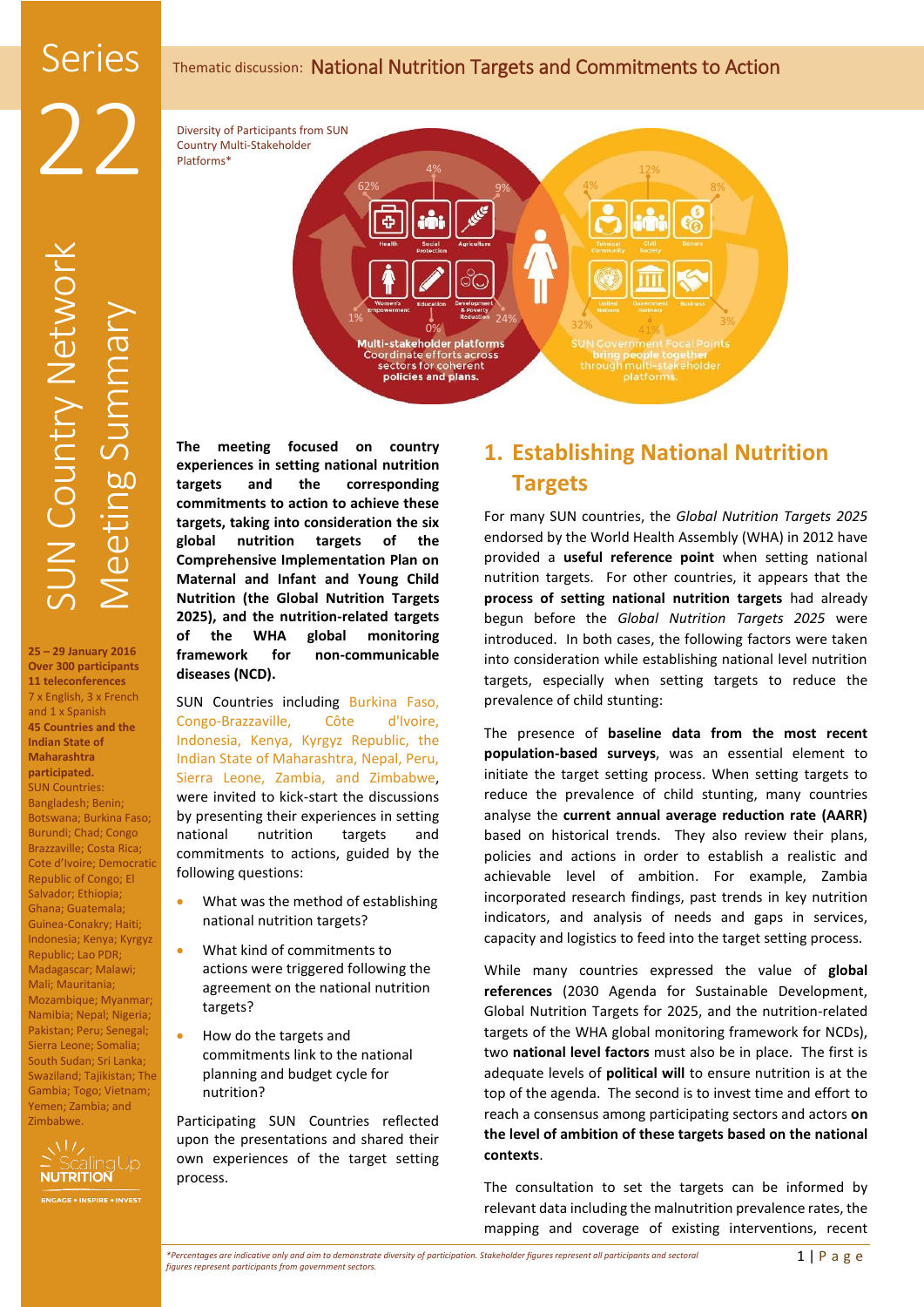# Series 22

## SUN Country Network Meeting Summary

Thematic discussion: National Nutrition Targets and Commitments to Action

**25 – 29 January 2016**
**Over 300 participants**
**11 teleconferences**
7 x English, 3 x French and 1 x Spanish
**45 Countries and the Indian State of Maharashtra participated.**
SUN Countries: Bangladesh; Benin; Botswana; Burkina Faso; Burundi; Chad; Congo Brazzaville; Costa Rica; Cote d'Ivoire; Democratic Republic of Congo; El Salvador; Ethiopia; Ghana; Guatemala; Guinea-Conakry; Haiti; Indonesia; Kenya; Kyrgyz Republic; Lao PDR; Madagascar; Malawi; Mali; Mauritania; Mozambique; Myanmar; Namibia; Nepal; Nigeria; Pakistan; Peru; Senegal; Sierra Leone; Somalia; South Sudan; Sri Lanka; Swaziland; Tajikistan; The Gambia; Togo; Vietnam; Yemen; Zambia; and Zimbabwe.

Diversity of Participants from SUN Country Multi-Stakeholder Platforms*

Multi-stakeholder platforms: Coordinate efforts across sectors for coherent policies and plans. Health 62%; Social Protection 4%; Agriculture 9%; Women's Empowerment 1%; Education 0%; Development & Poverty Reduction 24%.

SUN Government Focal Points bring people together through multi-stakeholder platforms. Technical Community 4%; Civil Society 12%; Donors 8%; United Nations 32%; Government Partners 41%; Business 3%.

**The meeting focused on country experiences in setting national nutrition targets and the corresponding commitments to action to achieve these targets, taking into consideration the six global nutrition targets of the Comprehensive Implementation Plan on Maternal and Infant and Young Child Nutrition (the Global Nutrition Targets 2025), and the nutrition-related targets of the WHA global monitoring framework for non-communicable diseases (NCD).**

SUN Countries including Burkina Faso, Congo-Brazzaville, Côte d'Ivoire, Indonesia, Kenya, Kyrgyz Republic, the Indian State of Maharashtra, Nepal, Peru, Sierra Leone, Zambia, and Zimbabwe, were invited to kick-start the discussions by presenting their experiences in setting national nutrition targets and commitments to actions, guided by the following questions:

- What was the method of establishing national nutrition targets?
- What kind of commitments to actions were triggered following the agreement on the national nutrition targets?
- How do the targets and commitments link to the national planning and budget cycle for nutrition?

Participating SUN Countries reflected upon the presentations and shared their own experiences of the target setting process.

## 1. Establishing National Nutrition Targets

For many SUN countries, the *Global Nutrition Targets 2025* endorsed by the World Health Assembly (WHA) in 2012 have provided a **useful reference point** when setting national nutrition targets. For other countries, it appears that the **process of setting national nutrition targets** had already begun before the *Global Nutrition Targets 2025* were introduced. In both cases, the following factors were taken into consideration while establishing national level nutrition targets, especially when setting targets to reduce the prevalence of child stunting:

The presence of **baseline data from the most recent population-based surveys**, was an essential element to initiate the target setting process. When setting targets to reduce the prevalence of child stunting, many countries analyse the **current annual average reduction rate (AARR)** based on historical trends. They also review their plans, policies and actions in order to establish a realistic and achievable level of ambition. For example, Zambia incorporated research findings, past trends in key nutrition indicators, and analysis of needs and gaps in services, capacity and logistics to feed into the target setting process.

While many countries expressed the value of **global references** (2030 Agenda for Sustainable Development, Global Nutrition Targets for 2025, and the nutrition-related targets of the WHA global monitoring framework for NCDs), two **national level factors** must also be in place. The first is adequate levels of **political will** to ensure nutrition is at the top of the agenda. The second is to invest time and effort to reach a consensus among participating sectors and actors **on the level of ambition of these targets based on the national contexts**.

The consultation to set the targets can be informed by relevant data including the malnutrition prevalence rates, the mapping and coverage of existing interventions, recent

*\*Percentages are indicative only and aim to demonstrate diversity of participation. Stakeholder figures represent all participants and sectoral figures represent participants from government sectors.*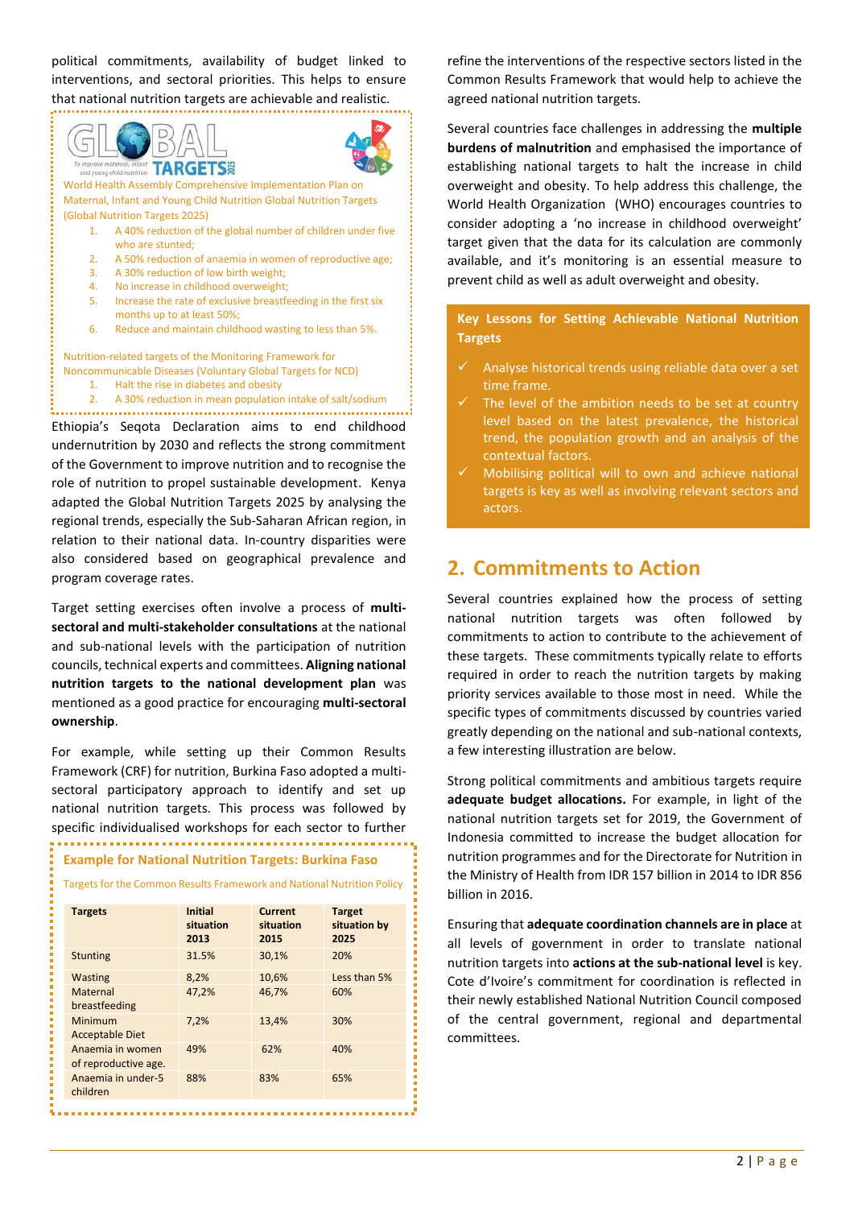political commitments, availability of budget linked to interventions, and sectoral priorities. This helps to ensure that national nutrition targets are achievable and realistic.

World Health Assembly Comprehensive Implementation Plan on Maternal, Infant and Young Child Nutrition Global Nutrition Targets (Global Nutrition Targets 2025)

1. A 40% reduction of the global number of children under five who are stunted;
2. A 50% reduction of anaemia in women of reproductive age;
3. A 30% reduction of low birth weight;
4. No increase in childhood overweight;
5. Increase the rate of exclusive breastfeeding in the first six months up to at least 50%;
6. Reduce and maintain childhood wasting to less than 5%.

Nutrition-related targets of the Monitoring Framework for Noncommunicable Diseases (Voluntary Global Targets for NCD)

1. Halt the rise in diabetes and obesity
2. A 30% reduction in mean population intake of salt/sodium

Ethiopia's Seqota Declaration aims to end childhood undernutrition by 2030 and reflects the strong commitment of the Government to improve nutrition and to recognise the role of nutrition to propel sustainable development. Kenya adapted the Global Nutrition Targets 2025 by analysing the regional trends, especially the Sub-Saharan African region, in relation to their national data. In-country disparities were also considered based on geographical prevalence and program coverage rates.

Target setting exercises often involve a process of **multi-sectoral and multi-stakeholder consultations** at the national and sub-national levels with the participation of nutrition councils, technical experts and committees. **Aligning national nutrition targets to the national development plan** was mentioned as a good practice for encouraging **multi-sectoral ownership**.

For example, while setting up their Common Results Framework (CRF) for nutrition, Burkina Faso adopted a multi-sectoral participatory approach to identify and set up national nutrition targets. This process was followed by specific individualised workshops for each sector to further refine the interventions of the respective sectors listed in the Common Results Framework that would help to achieve the agreed national nutrition targets.

**Example for National Nutrition Targets: Burkina Faso**

Targets for the Common Results Framework and National Nutrition Policy

| Targets | Initial situation 2013 | Current situation 2015 | Target situation by 2025 |
|---|---|---|---|
| Stunting | 31.5% | 30,1% | 20% |
| Wasting | 8,2% | 10,6% | Less than 5% |
| Maternal breastfeeding | 47,2% | 46,7% | 60% |
| Minimum Acceptable Diet | 7,2% | 13,4% | 30% |
| Anaemia in women of reproductive age. | 49% | 62% | 40% |
| Anaemia in under-5 children | 88% | 83% | 65% |

Several countries face challenges in addressing the **multiple burdens of malnutrition** and emphasised the importance of establishing national targets to halt the increase in child overweight and obesity. To help address this challenge, the World Health Organization (WHO) encourages countries to consider adopting a 'no increase in childhood overweight' target given that the data for its calculation are commonly available, and it's monitoring is an essential measure to prevent child as well as adult overweight and obesity.

**Key Lessons for Setting Achievable National Nutrition Targets**

- Analyse historical trends using reliable data over a set time frame.
- The level of the ambition needs to be set at country level based on the latest prevalence, the historical trend, the population growth and an analysis of the contextual factors.
- Mobilising political will to own and achieve national targets is key as well as involving relevant sectors and actors.

## 2. Commitments to Action

Several countries explained how the process of setting national nutrition targets was often followed by commitments to action to contribute to the achievement of these targets. These commitments typically relate to efforts required in order to reach the nutrition targets by making priority services available to those most in need. While the specific types of commitments discussed by countries varied greatly depending on the national and sub-national contexts, a few interesting illustration are below.

Strong political commitments and ambitious targets require **adequate budget allocations.** For example, in light of the national nutrition targets set for 2019, the Government of Indonesia committed to increase the budget allocation for nutrition programmes and for the Directorate for Nutrition in the Ministry of Health from IDR 157 billion in 2014 to IDR 856 billion in 2016.

Ensuring that **adequate coordination channels are in place** at all levels of government in order to translate national nutrition targets into **actions at the sub-national level** is key. Cote d'Ivoire's commitment for coordination is reflected in their newly established National Nutrition Council composed of the central government, regional and departmental committees.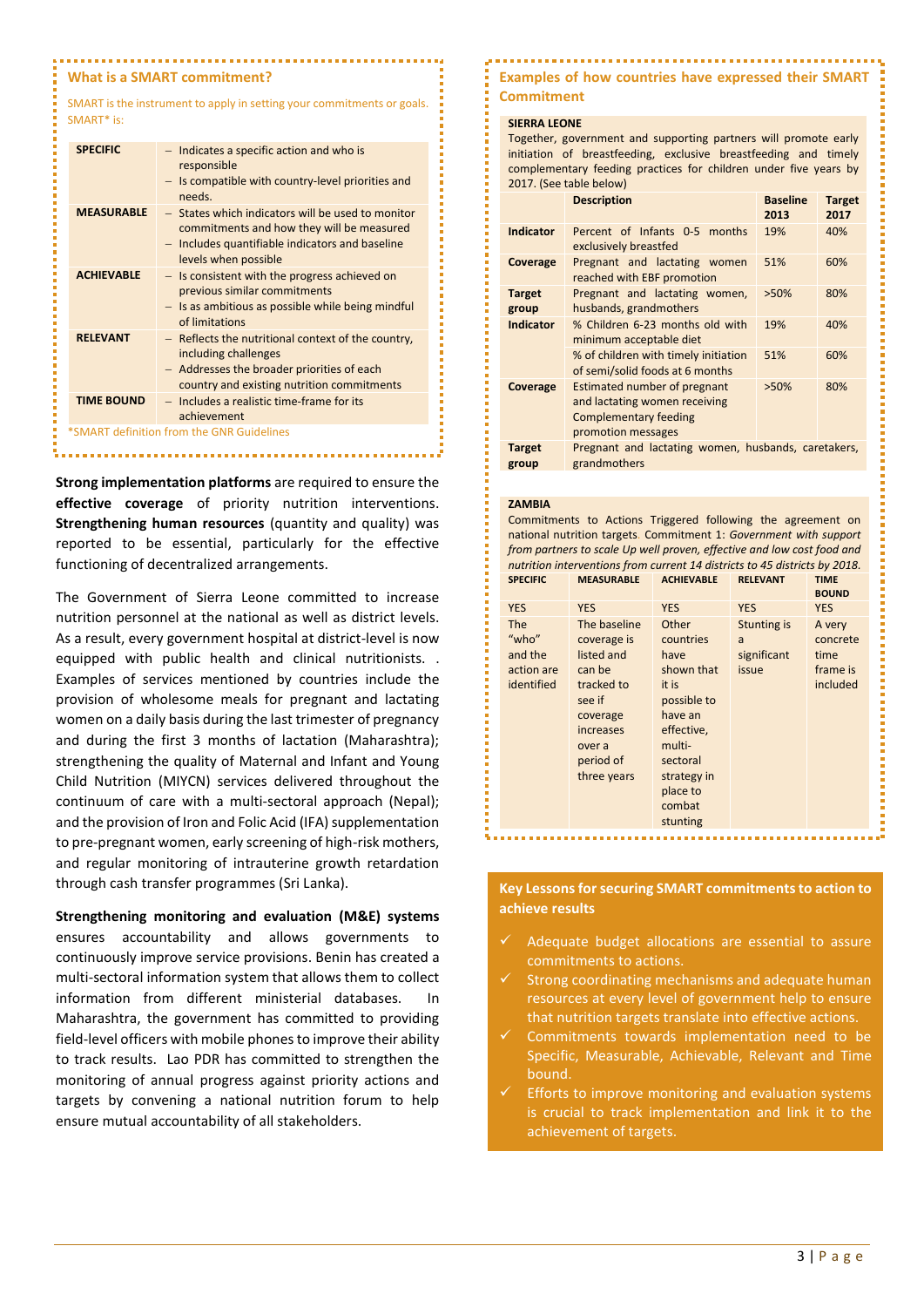## What is a SMART commitment?

SMART is the instrument to apply in setting your commitments or goals. SMART* is:

| | |
|---|---|
| **SPECIFIC** | – Indicates a specific action and who is responsible<br>– Is compatible with country-level priorities and needs. |
| **MEASURABLE** | – States which indicators will be used to monitor commitments and how they will be measured<br>– Includes quantifiable indicators and baseline levels when possible |
| **ACHIEVABLE** | – Is consistent with the progress achieved on previous similar commitments<br>– Is as ambitious as possible while being mindful of limitations |
| **RELEVANT** | – Reflects the nutritional context of the country, including challenges<br>– Addresses the broader priorities of each country and existing nutrition commitments |
| **TIME BOUND** | – Includes a realistic time-frame for its achievement |

*SMART definition from the GNR Guidelines

**Strong implementation platforms** are required to ensure the **effective coverage** of priority nutrition interventions. **Strengthening human resources** (quantity and quality) was reported to be essential, particularly for the effective functioning of decentralized arrangements.

The Government of Sierra Leone committed to increase nutrition personnel at the national as well as district levels. As a result, every government hospital at district-level is now equipped with public health and clinical nutritionists. . Examples of services mentioned by countries include the provision of wholesome meals for pregnant and lactating women on a daily basis during the last trimester of pregnancy and during the first 3 months of lactation (Maharashtra); strengthening the quality of Maternal and Infant and Young Child Nutrition (MIYCN) services delivered throughout the continuum of care with a multi-sectoral approach (Nepal); and the provision of Iron and Folic Acid (IFA) supplementation to pre-pregnant women, early screening of high-risk mothers, and regular monitoring of intrauterine growth retardation through cash transfer programmes (Sri Lanka).

**Strengthening monitoring and evaluation (M&E) systems** ensures accountability and allows governments to continuously improve service provisions. Benin has created a multi-sectoral information system that allows them to collect information from different ministerial databases. In Maharashtra, the government has committed to providing field-level officers with mobile phones to improve their ability to track results. Lao PDR has committed to strengthen the monitoring of annual progress against priority actions and targets by convening a national nutrition forum to help ensure mutual accountability of all stakeholders.

## Examples of how countries have expressed their SMART Commitment

**SIERRA LEONE**

Together, government and supporting partners will promote early initiation of breastfeeding, exclusive breastfeeding and timely complementary feeding practices for children under five years by 2017. (See table below)

| | Description | Baseline 2013 | Target 2017 |
|---|---|---|---|
| **Indicator** | Percent of Infants 0-5 months exclusively breastfed | 19% | 40% |
| **Coverage** | Pregnant and lactating women reached with EBF promotion | 51% | 60% |
| **Target group** | Pregnant and lactating women, husbands, grandmothers | >50% | 80% |
| **Indicator** | % Children 6-23 months old with minimum acceptable diet | 19% | 40% |
| | % of children with timely initiation of semi/solid foods at 6 months | 51% | 60% |
| **Coverage** | Estimated number of pregnant and lactating women receiving Complementary feeding promotion messages | >50% | 80% |
| **Target group** | Pregnant and lactating women, husbands, caretakers, grandmothers | | |

**ZAMBIA**

Commitments to Actions Triggered following the agreement on national nutrition targets. Commitment 1: *Government with support from partners to scale Up well proven, effective and low cost food and nutrition interventions from current 14 districts to 45 districts by 2018.*

| SPECIFIC | MEASURABLE | ACHIEVABLE | RELEVANT | TIME BOUND |
|---|---|---|---|---|
| YES | YES | YES | YES | YES |
| The "who" and the action are identified | The baseline coverage is listed and can be tracked to see if coverage increases over a period of three years | Other countries have shown that it is possible to have an effective, multi-sectoral strategy in place to combat stunting | Stunting is a significant issue | A very concrete time frame is included |

### Key Lessons for securing SMART commitments to action to achieve results

- ✓ Adequate budget allocations are essential to assure commitments to actions.
- ✓ Strong coordinating mechanisms and adequate human resources at every level of government help to ensure that nutrition targets translate into effective actions.
- ✓ Commitments towards implementation need to be Specific, Measurable, Achievable, Relevant and Time bound.
- ✓ Efforts to improve monitoring and evaluation systems is crucial to track implementation and link it to the achievement of targets.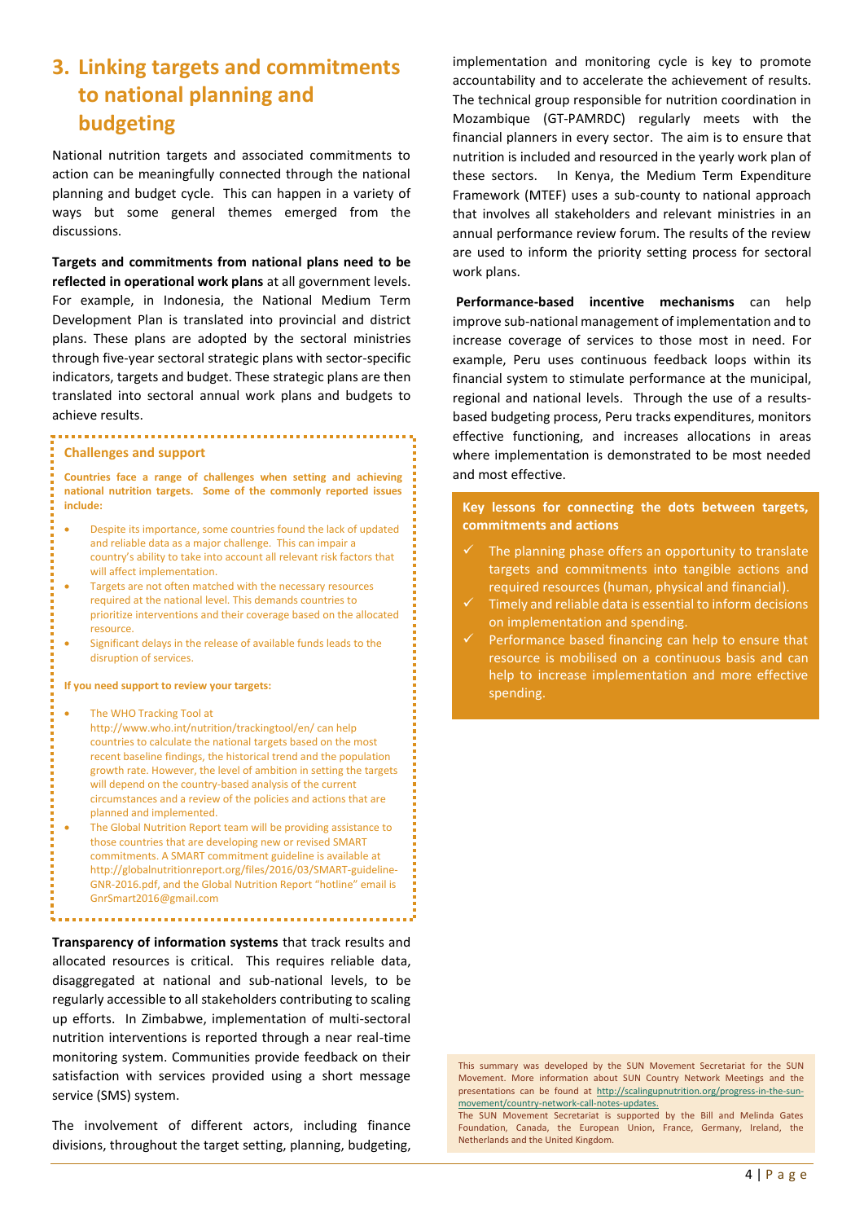## 3. Linking targets and commitments to national planning and budgeting

National nutrition targets and associated commitments to action can be meaningfully connected through the national planning and budget cycle. This can happen in a variety of ways but some general themes emerged from the discussions.

**Targets and commitments from national plans need to be reflected in operational work plans** at all government levels. For example, in Indonesia, the National Medium Term Development Plan is translated into provincial and district plans. These plans are adopted by the sectoral ministries through five-year sectoral strategic plans with sector-specific indicators, targets and budget. These strategic plans are then translated into sectoral annual work plans and budgets to achieve results.

### Challenges and support

**Countries face a range of challenges when setting and achieving national nutrition targets. Some of the commonly reported issues include:**

- Despite its importance, some countries found the lack of updated and reliable data as a major challenge. This can impair a country's ability to take into account all relevant risk factors that will affect implementation.
- Targets are not often matched with the necessary resources required at the national level. This demands countries to prioritize interventions and their coverage based on the allocated resource.
- Significant delays in the release of available funds leads to the disruption of services.

**If you need support to review your targets:**

- The WHO Tracking Tool at http://www.who.int/nutrition/trackingtool/en/ can help countries to calculate the national targets based on the most recent baseline findings, the historical trend and the population growth rate. However, the level of ambition in setting the targets will depend on the country-based analysis of the current circumstances and a review of the policies and actions that are planned and implemented.
- The Global Nutrition Report team will be providing assistance to those countries that are developing new or revised SMART commitments. A SMART commitment guideline is available at http://globalnutritionreport.org/files/2016/03/SMART-guideline-GNR-2016.pdf, and the Global Nutrition Report "hotline" email is GnrSmart2016@gmail.com

**Transparency of information systems** that track results and allocated resources is critical. This requires reliable data, disaggregated at national and sub-national levels, to be regularly accessible to all stakeholders contributing to scaling up efforts. In Zimbabwe, implementation of multi-sectoral nutrition interventions is reported through a near real-time monitoring system. Communities provide feedback on their satisfaction with services provided using a short message service (SMS) system.

The involvement of different actors, including finance divisions, throughout the target setting, planning, budgeting, implementation and monitoring cycle is key to promote accountability and to accelerate the achievement of results. The technical group responsible for nutrition coordination in Mozambique (GT-PAMRDC) regularly meets with the financial planners in every sector. The aim is to ensure that nutrition is included and resourced in the yearly work plan of these sectors. In Kenya, the Medium Term Expenditure Framework (MTEF) uses a sub-county to national approach that involves all stakeholders and relevant ministries in an annual performance review forum. The results of the review are used to inform the priority setting process for sectoral work plans.

**Performance-based incentive mechanisms** can help improve sub-national management of implementation and to increase coverage of services to those most in need. For example, Peru uses continuous feedback loops within its financial system to stimulate performance at the municipal, regional and national levels. Through the use of a results-based budgeting process, Peru tracks expenditures, monitors effective functioning, and increases allocations in areas where implementation is demonstrated to be most needed and most effective.

**Key lessons for connecting the dots between targets, commitments and actions**

- ✓ The planning phase offers an opportunity to translate targets and commitments into tangible actions and required resources (human, physical and financial).
- ✓ Timely and reliable data is essential to inform decisions on implementation and spending.
- ✓ Performance based financing can help to ensure that resource is mobilised on a continuous basis and can help to increase implementation and more effective spending.

This summary was developed by the SUN Movement Secretariat for the SUN Movement. More information about SUN Country Network Meetings and the presentations can be found at http://scalingupnutrition.org/progress-in-the-sun-movement/country-network-call-notes-updates.

The SUN Movement Secretariat is supported by the Bill and Melinda Gates Foundation, Canada, the European Union, France, Germany, Ireland, the Netherlands and the United Kingdom.